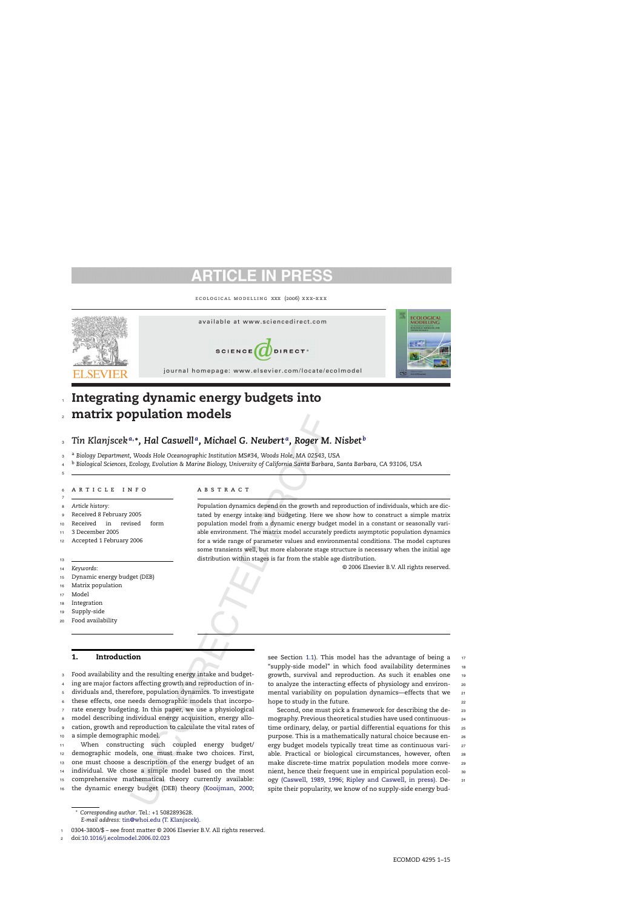# Integrating dynamic energy budgets into matrix population models

*Tin Klanjscek*[a,*], *Hal Caswell*[a], *Michael G. Neubert*[a], *Roger M. Nisbet*[b]

[a] *Biology Department, Woods Hole Oceanographic Institution MS#34, Woods Hole, MA 02543, USA*

[b] *Biological Sciences, Ecology, Evolution & Marine Biology, University of California Santa Barbara, Santa Barbara, CA 93106, USA*

**ARTICLE INFO**

*Article history:*
Received 8 February 2005
Received in revised form 3 December 2005
Accepted 1 February 2006

*Keywords:*
Dynamic energy budget (DEB)
Matrix population
Model
Integration
Supply-side
Food availability

**ABSTRACT**

Population dynamics depend on the growth and reproduction of individuals, which are dictated by energy intake and budgeting. Here we show how to construct a simple matrix population model from a dynamic energy budget model in a constant or seasonally variable environment. The matrix model accurately predicts asymptotic population dynamics for a wide range of parameter values and environmental conditions. The model captures some transients well, but more elaborate stage structure is necessary when the initial age distribution within stages is far from the stable age distribution.

© 2006 Elsevier B.V. All rights reserved.

## 1. Introduction

Food availability and the resulting energy intake and budgeting are major factors affecting growth and reproduction of individuals and, therefore, population dynamics. To investigate these effects, one needs demographic models that incorporate energy budgeting. In this paper, we use a physiological model describing individual energy acquisition, energy allocation, growth and reproduction to calculate the vital rates of a simple demographic model.

When constructing such coupled energy budget/demographic models, one must make two choices. First, one must choose a description of the energy budget of an individual. We chose a simple model based on the most comprehensive mathematical theory currently available: the dynamic energy budget (DEB) theory (Kooijman, 2000; see Section 1.1). This model has the advantage of being a "supply-side model" in which food availability determines growth, survival and reproduction. As such it enables one to analyze the interacting effects of physiology and environmental variability on population dynamics—effects that we hope to study in the future.

Second, one must pick a framework for describing the demography. Previous theoretical studies have used continuous-time ordinary, delay, or partial differential equations for this purpose. This is a mathematically natural choice because energy budget models typically treat time as continuous variable. Practical or biological circumstances, however, often make discrete-time matrix population models more convenient, hence their frequent use in empirical population ecology (Caswell, 1989, 1996; Ripley and Caswell, in press). Despite their popularity, we know of no supply-side energy bud-

* Corresponding author. Tel.: +1 5082893628.
*E-mail address:* tin@whoi.edu (T. Klanjscek).

0304-3800/$ – see front matter © 2006 Elsevier B.V. All rights reserved.
doi:10.1016/j.ecolmodel.2006.02.023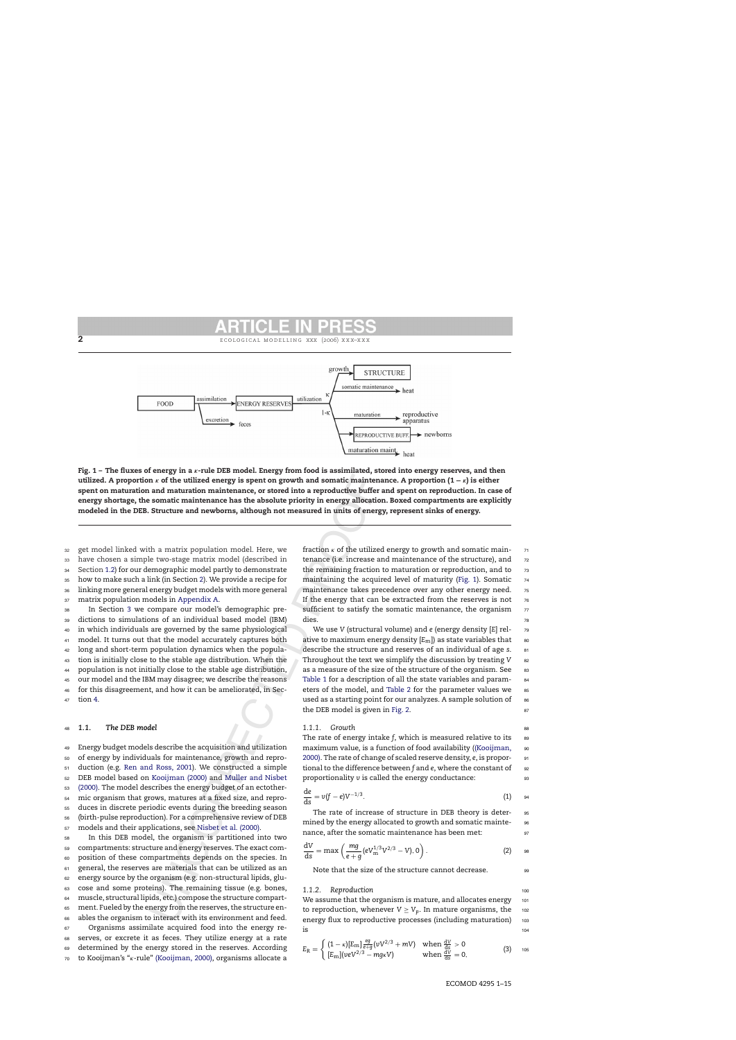Fig. 1 – The fluxes of energy in a $\kappa$-rule DEB model. Energy from food is assimilated, stored into energy reserves, and then utilized. A proportion $\kappa$ of the utilized energy is spent on growth and somatic maintenance. A proportion $(1-\kappa)$ is either spent on maturation and maturation maintenance, or stored into a reproductive buffer and spent on reproduction. In case of energy shortage, the somatic maintenance has the absolute priority in energy allocation. Boxed compartments are explicitly modeled in the DEB. Structure and newborns, although not measured in units of energy, represent sinks of energy.

get model linked with a matrix population model. Here, we have chosen a simple two-stage matrix model (described in Section 1.2) for our demographic model partly to demonstrate how to make such a link (in Section 2). We provide a recipe for linking more general energy budget models with more general matrix population models in Appendix A.

In Section 3 we compare our model's demographic predictions to simulations of an individual based model (IBM) in which individuals are governed by the same physiological model. It turns out that the model accurately captures both long and short-term population dynamics when the population is initially close to the stable age distribution. When the population is not initially close to the stable age distribution, our model and the IBM may disagree; we describe the reasons for this disagreement, and how it can be ameliorated, in Section 4.

### 1.1. *The DEB model*

Energy budget models describe the acquisition and utilization of energy by individuals for maintenance, growth and reproduction (e.g. Ren and Ross, 2001). We constructed a simple DEB model based on Kooijman (2000) and Muller and Nisbet (2000). The model describes the energy budget of an ectothermic organism that grows, matures at a fixed size, and reproduces in discrete periodic events during the breeding season (birth-pulse reproduction). For a comprehensive review of DEB models and their applications, see Nisbet et al. (2000).

In this DEB model, the organism is partitioned into two compartments: structure and energy reserves. The exact composition of these compartments depends on the species. In general, the reserves are materials that can be utilized as an energy source by the organism (e.g. non-structural lipids, glucose and some proteins). The remaining tissue (e.g. bones, muscle, structural lipids, etc.) compose the structure compartment. Fueled by the energy from the reserves, the structure enables the organism to interact with its environment and feed.

Organisms assimilate acquired food into the energy reserves, or excrete it as feces. They utilize energy at a rate determined by the energy stored in the reserves. According to Kooijman's "$\kappa$-rule" (Kooijman, 2000), organisms allocate a fraction $\kappa$ of the utilized energy to growth and somatic maintenance (i.e. increase and maintenance of the structure), and the remaining fraction to maturation or reproduction, and to maintaining the acquired level of maturity (Fig. 1). Somatic maintenance takes precedence over any other energy need. If the energy that can be extracted from the reserves is not sufficient to satisfy the somatic maintenance, the organism dies.

We use $V$ (structural volume) and $e$ (energy density $[E]$ relative to maximum energy density $[E_m]$) as state variables that describe the structure and reserves of an individual of age $s$. Throughout the text we simplify the discussion by treating $V$ as a measure of the size of the structure of the organism. See Table 1 for a description of all the state variables and parameters of the model, and Table 2 for the parameter values we used as a starting point for our analyzes. A sample solution of the DEB model is given in Fig. 2.

#### 1.1.1. *Growth*

The rate of energy intake $f$, which is measured relative to its maximum value, is a function of food availability ((Kooijman, 2000). The rate of change of scaled reserve density, $e$, is proportional to the difference between $f$ and $e$, where the constant of proportionality $v$ is called the energy conductance:

$$\frac{de}{ds} = v(f-e)V^{-1/3}. \tag{1}$$

The rate of increase of structure in DEB theory is determined by the energy allocated to growth and somatic maintenance, after the somatic maintenance has been met:

$$\frac{dV}{ds} = \max\left(\frac{mg}{e+g}(eV_m^{1/3}V^{2/3} - V), 0\right). \tag{2}$$

Note that the size of the structure cannot decrease.

#### 1.1.2. *Reproduction*

We assume that the organism is mature, and allocates energy to reproduction, whenever $V \geq V_p$. In mature organisms, the energy flux to reproductive processes (including maturation) is

$$E_R = \begin{cases} (1-\kappa)[E_m]\frac{eg}{e+g}(vV^{2/3} + mV) & \text{when } \frac{dV}{ds} > 0 \\ [E_m](veV^{2/3} - mg\kappa V) & \text{when } \frac{dV}{ds} = 0. \end{cases} \tag{3}$$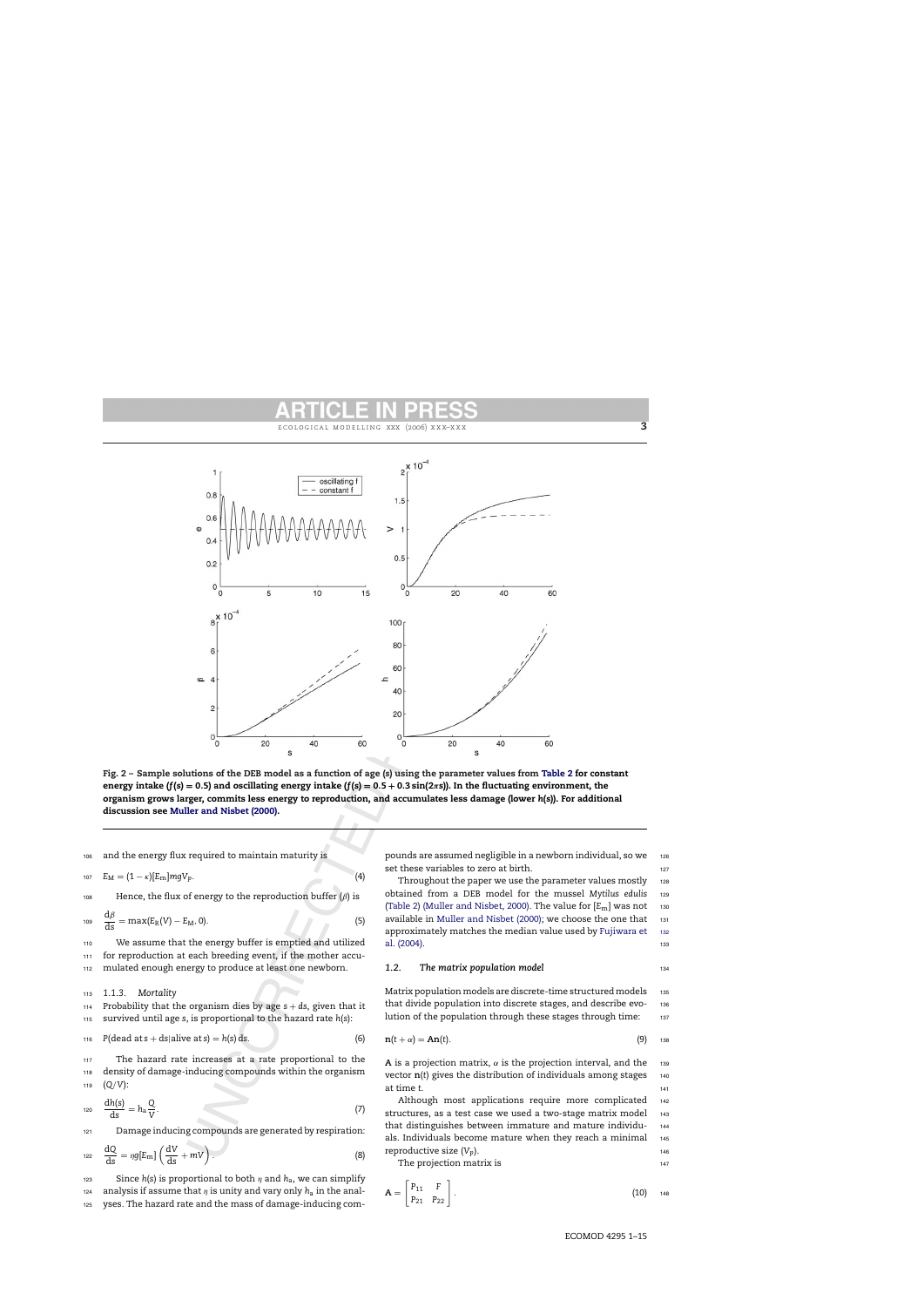Fig. 2 – Sample solutions of the DEB model as a function of age (s) using the parameter values from Table 2 for constant energy intake ($f(s) = 0.5$) and oscillating energy intake ($f(s) = 0.5 + 0.3\sin(2\pi s)$). In the fluctuating environment, the organism grows larger, commits less energy to reproduction, and accumulates less damage (lower $h(s)$). For additional discussion see Muller and Nisbet (2000).

and the energy flux required to maintain maturity is

$$E_M = (1 - \kappa)[E_m] mgV_p. \tag{4}$$

Hence, the flux of energy to the reproduction buffer ($\beta$) is

$$\frac{d\beta}{ds} = \max(E_R(V) - E_M, 0). \tag{5}$$

We assume that the energy buffer is emptied and utilized for reproduction at each breeding event, if the mother accumulated enough energy to produce at least one newborn.

#### 1.1.3. Mortality

Probability that the organism dies by age $s + ds$, given that it survived until age $s$, is proportional to the hazard rate $h(s)$:

$$P(\text{dead at } s + ds | \text{alive at } s) = h(s)\, ds. \tag{6}$$

The hazard rate increases at a rate proportional to the density of damage-inducing compounds within the organism ($Q/V$):

$$\frac{dh(s)}{ds} = h_a \frac{Q}{V}. \tag{7}$$

Damage inducing compounds are generated by respiration:

$$\frac{dQ}{ds} = \eta g[E_m] \left( \frac{dV}{ds} + mV \right). \tag{8}$$

Since $h(s)$ is proportional to both $\eta$ and $h_a$, we can simplify analysis if assume that $\eta$ is unity and vary only $h_a$ in the analyses. The hazard rate and the mass of damage-inducing compounds are assumed negligible in a newborn individual, so we set these variables to zero at birth.

Throughout the paper we use the parameter values mostly obtained from a DEB model for the mussel *Mytilus edulis* (Table 2) (Muller and Nisbet, 2000). The value for $[E_m]$ was not available in Muller and Nisbet (2000); we choose the one that approximately matches the median value used by Fujiwara et al. (2004).

### 1.2. The matrix population model

Matrix population models are discrete-time structured models that divide population into discrete stages, and describe evolution of the population through these stages through time:

$$\mathbf{n}(t + \alpha) = \mathbf{A}\mathbf{n}(t). \tag{9}$$

$\mathbf{A}$ is a projection matrix, $\alpha$ is the projection interval, and the vector $\mathbf{n}(t)$ gives the distribution of individuals among stages at time $t$.

Although most applications require more complicated structures, as a test case we used a two-stage matrix model that distinguishes between immature and mature individuals. Individuals become mature when they reach a minimal reproductive size ($V_p$).

The projection matrix is

$$\mathbf{A} = \begin{bmatrix} P_{11} & F \\ P_{21} & P_{22} \end{bmatrix}. \tag{10}$$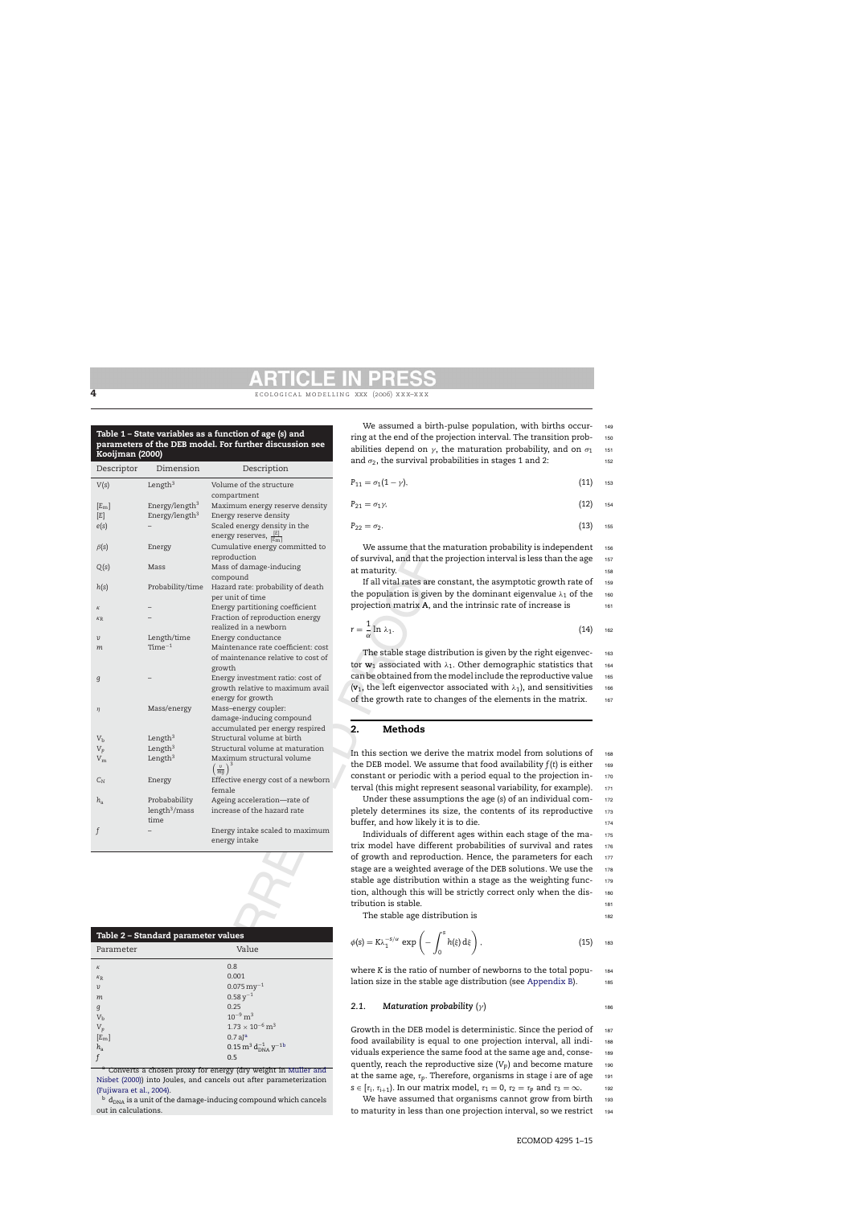**Table 1 – State variables as a function of age (s) and parameters of the DEB model. For further discussion see Kooijman (2000)**

| Descriptor | Dimension | Description |
|---|---|---|
| $V(s)$ | Length$^3$ | Volume of the structure compartment |
| $[E_m]$ | Energy/length$^3$ | Maximum energy reserve density |
| $[E]$ | Energy/length$^3$ | Energy reserve density |
| $e(s)$ | – | Scaled energy density in the energy reserves, $\frac{[E]}{[E_m]}$ |
| $\beta(s)$ | Energy | Cumulative energy committed to reproduction |
| $Q(s)$ | Mass | Mass of damage-inducing compound |
| $h(s)$ | Probability/time | Hazard rate: probability of death per unit of time |
| $\kappa$ | – | Energy partitioning coefficient |
| $\kappa_R$ | – | Fraction of reproduction energy realized in a newborn |
| $\nu$ | Length/time | Energy conductance |
| $m$ | Time$^{-1}$ | Maintenance rate coefficient: cost of maintenance relative to cost of growth |
| $g$ | – | Energy investment ratio: cost of growth relative to maximum avail energy for growth |
| $\eta$ | Mass/energy | Mass–energy coupler: damage-inducing compound accumulated per energy respired |
| $V_b$ | Length$^3$ | Structural volume at birth |
| $V_p$ | Length$^3$ | Structural volume at maturation |
| $V_m$ | Length$^3$ | Maximum structural volume $\left(\frac{\nu}{mg}\right)^3$ |
| $C_N$ | Energy | Effective energy cost of a newborn female |
| $h_a$ | Probabability length$^3$/mass time | Ageing acceleration—rate of increase of the hazard rate |
| $f$ | – | Energy intake scaled to maximum energy intake |

**Table 2 – Standard parameter values**

| Parameter | Value |
|---|---|
| $\kappa$ | 0.8 |
| $\kappa_R$ | 0.001 |
| $\nu$ | $0.075\ \mathrm{m\,y^{-1}}$ |
| $m$ | $0.58\ \mathrm{y^{-1}}$ |
| $g$ | 0.25 |
| $V_b$ | $10^{-9}\ \mathrm{m^3}$ |
| $V_p$ | $1.73 \times 10^{-6}\ \mathrm{m^3}$ |
| $[E_m]$ | $0.7\ \mathrm{aJ}$[a] |
| $h_a$ | $0.15\ \mathrm{m^3\,d_{DNA}^{-1}\,y^{-1}}$[b] |
| $f$ | 0.5 |

[a] Converts a chosen proxy for energy (dry weight in Muller and Nisbet (2000)) into Joules, and cancels out after parameterization (Fujiwara et al., 2004).

[b] $d_{DNA}$ is a unit of the damage-inducing compound which cancels out in calculations.

We assumed a birth-pulse population, with births occurring at the end of the projection interval. The transition probabilities depend on $\gamma$, the maturation probability, and on $\sigma_1$ and $\sigma_2$, the survival probabilities in stages 1 and 2:

$$P_{11} = \sigma_1(1-\gamma). \tag{11}$$

$$P_{21} = \sigma_1\gamma. \tag{12}$$

$$P_{22} = \sigma_2. \tag{13}$$

We assume that the maturation probability is independent of survival, and that the projection interval is less than the age at maturity.

If all vital rates are constant, the asymptotic growth rate of the population is given by the dominant eigenvalue $\lambda_1$ of the projection matrix **A**, and the intrinsic rate of increase is

$$r = \frac{1}{\alpha}\ln\lambda_1. \tag{14}$$

The stable stage distribution is given by the right eigenvector $\mathbf{w}_1$ associated with $\lambda_1$. Other demographic statistics that can be obtained from the model include the reproductive value ($\mathbf{v}_1$, the left eigenvector associated with $\lambda_1$), and sensitivities of the growth rate to changes of the elements in the matrix.

## 2. Methods

In this section we derive the matrix model from solutions of the DEB model. We assume that food availability $f(t)$ is either constant or periodic with a period equal to the projection interval (this might represent seasonal variability, for example).

Under these assumptions the age ($s$) of an individual completely determines its size, the contents of its reproductive buffer, and how likely it is to die.

Individuals of different ages within each stage of the matrix model have different probabilities of survival and rates of growth and reproduction. Hence, the parameters for each stage are a weighted average of the DEB solutions. We use the stable age distribution within a stage as the weighting function, although this will be strictly correct only when the distribution is stable.

The stable age distribution is

$$\phi(s) = K\lambda_1^{-s/\alpha}\exp\left(-\int_0^s h(\xi)\,\mathrm{d}\xi\right), \tag{15}$$

where $K$ is the ratio of number of newborns to the total population size in the stable age distribution (see Appendix B).

### 2.1. Maturation probability ($\gamma$)

Growth in the DEB model is deterministic. Since the period of food availability is equal to one projection interval, all individuals experience the same food at the same age and, consequently, reach the reproductive size ($V_p$) and become mature at the same age, $\tau_p$. Therefore, organisms in stage $i$ are of age $s \in [\tau_i, \tau_{i+1})$. In our matrix model, $\tau_1 = 0$, $\tau_2 = \tau_p$ and $\tau_3 = \infty$.

We have assumed that organisms cannot grow from birth to maturity in less than one projection interval, so we restrict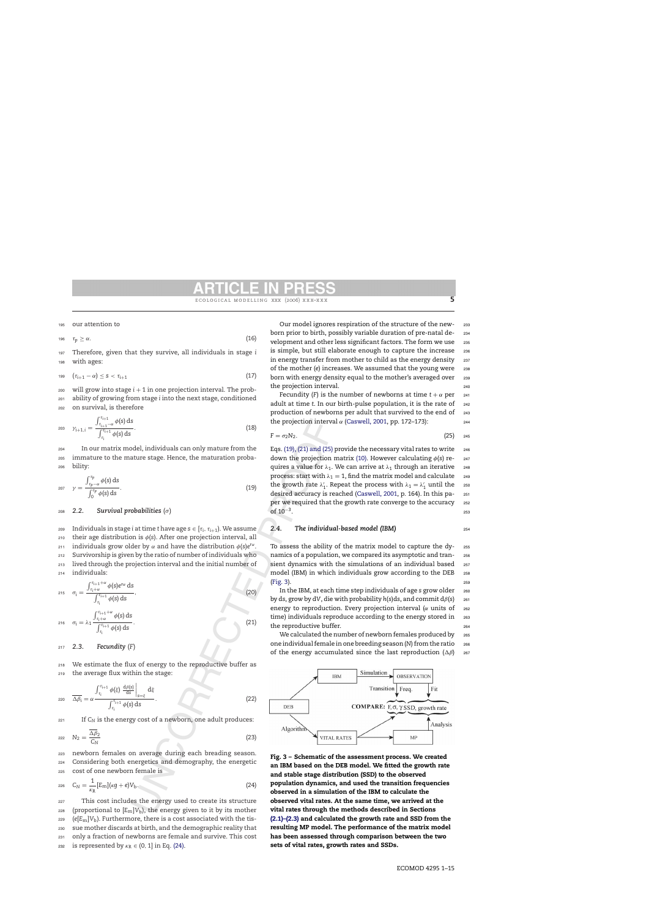our attention to

$$\tau_p \geq \alpha. \quad (16)$$

Therefore, given that they survive, all individuals in stage $i$ with ages:

$$(\tau_{i+1} - \alpha) \leq s < \tau_{i+1} \quad (17)$$

will grow into stage $i+1$ in one projection interval. The probability of growing from stage $i$ into the next stage, conditioned on survival, is therefore

$$\gamma_{i+1,i} = \frac{\int_{\tau_{i+1}-\alpha}^{\tau_{i+1}} \phi(s)\,\mathrm{d}s}{\int_{\tau_i}^{\tau_{i+1}} \phi(s)\,\mathrm{d}s}. \quad (18)$$

In our matrix model, individuals can only mature from the immature to the mature stage. Hence, the maturation probability:

$$\gamma = \frac{\int_{\tau_p-\alpha}^{\tau_p} \phi(s)\,\mathrm{d}s}{\int_0^{\tau_p} \phi(s)\,\mathrm{d}s}. \quad (19)$$

## 2.2. Survival probabilities ($\sigma$)

Individuals in stage $i$ at time $t$ have age $s \in [\tau_i, \tau_{i+1})$. We assume their age distribution is $\phi(s)$. After one projection interval, all individuals grow older by $\alpha$ and have the distribution $\phi(s)e^{r\alpha}$. Survivorship is given by the ratio of number of individuals who lived through the projection interval and the initial number of individuals:

$$\sigma_i = \frac{\int_{\tau_i+\alpha}^{\tau_{i+1}+\alpha} \phi(s)e^{r\alpha}\,\mathrm{d}s}{\int_{\tau_i}^{\tau_{i+1}} \phi(s)\,\mathrm{d}s}, \quad (20)$$

$$\sigma_i = \lambda_1 \frac{\int_{\tau_i+\alpha}^{\tau_{i+1}+\alpha} \phi(s)\,\mathrm{d}s}{\int_{\tau_i}^{\tau_{i+1}} \phi(s)\,\mathrm{d}s}. \quad (21)$$

## 2.3. Fecundity (F)

We estimate the flux of energy to the reproductive buffer as the average flux within the stage:

$$\overline{\Delta\beta_i} = \alpha \frac{\int_{\tau_i}^{\tau_{i+1}} \phi(\xi) \left.\frac{\mathrm{d}\beta(s)}{\mathrm{d}s}\right|_{s=\xi} \mathrm{d}\xi}{\int_{\tau_i}^{\tau_{i+1}} \phi(s)\,\mathrm{d}s}. \quad (22)$$

If $C_N$ is the energy cost of a newborn, one adult produces:

$$N_2 = \frac{\overline{\Delta\beta_2}}{C_N} \quad (23)$$

newborn females on average during each breeding season. Considering both energetics and demography, the energetic cost of one newborn female is

$$C_N = \frac{1}{\kappa_R}[E_m](\kappa g + e)V_b. \quad (24)$$

This cost includes the energy used to create its structure (proportional to $[E_m]V_b$), the energy given to it by its mother ($e[E_m]V_b$). Furthermore, there is a cost associated with the tissue mother discards at birth, and the demographic reality that only a fraction of newborns are female and survive. This cost is represented by $\kappa_R \in (0, 1]$ in Eq. (24).

Our model ignores respiration of the structure of the newborn prior to birth, possibly variable duration of pre-natal development and other less significant factors. The form we use is simple, but still elaborate enough to capture the increase in energy transfer from mother to child as the energy density of the mother ($e$) increases. We assumed that the young were born with energy density equal to the mother's averaged over the projection interval.

Fecundity (F) is the number of newborns at time $t+\alpha$ per adult at time $t$. In our birth-pulse population, it is the rate of production of newborns per adult that survived to the end of the projection interval $\alpha$ (Caswell, 2001, pp. 172–173):

$$F = \sigma_2 N_2. \quad (25)$$

Eqs. (19), (21) and (25) provide the necessary vital rates to write down the projection matrix (10). However calculating $\phi(s)$ requires a value for $\lambda_1$. We can arrive at $\lambda_1$ through an iterative process: start with $\lambda_1 = 1$, find the matrix model and calculate the growth rate $\lambda_1'$. Repeat the process with $\lambda_1 = \lambda_1'$ until the desired accuracy is reached (Caswell, 2001, p. 164). In this paper we required that the growth rate converge to the accuracy of $10^{-3}$.

## 2.4. The individual-based model (IBM)

To assess the ability of the matrix model to capture the dynamics of a population, we compared its asymptotic and transient dynamics with the simulations of an individual based model (IBM) in which individuals grow according to the DEB model (Fig. 3).

In the IBM, at each time step individuals of age $s$ grow older by $\mathrm{d}s$, grow by $\mathrm{d}V$, die with probability $h(s)\mathrm{d}s$, and commit $\mathrm{d}\beta(s)$ energy to reproduction. Every projection interval ($\alpha$ units of time) individuals reproduce according to the energy stored in the reproductive buffer.

We calculated the number of newborn females produced by one individual female in one breeding season (N) from the ratio of the energy accumulated since the last reproduction ($\Delta\beta$)

**Fig. 3 – Schematic of the assessment process. We created an IBM based on the DEB model. We fitted the growth rate and stable stage distribution (SSD) to the observed population dynamics, and used the transition frequencies observed in a simulation of the IBM to calculate the observed vital rates. At the same time, we arrived at the vital rates through the methods described in Sections (2.1)–(2.3) and calculated the growth rate and SSD from the resulting MP model. The performance of the matrix model has been assessed through comparison between the two sets of vital rates, growth rates and SSDs.**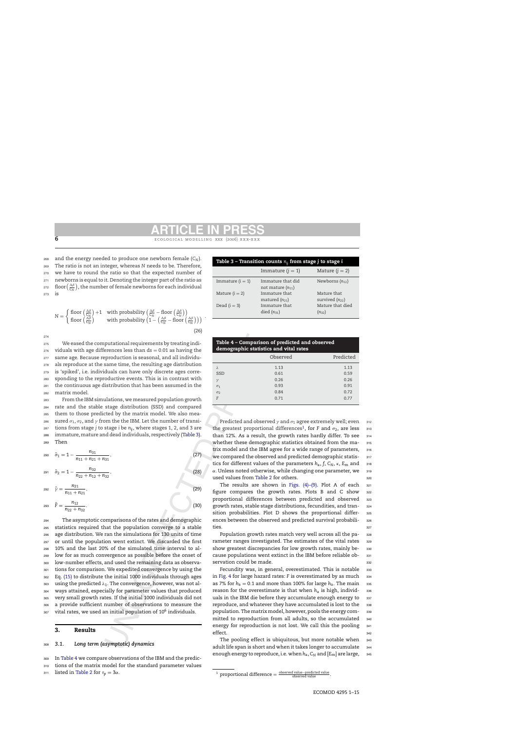and the energy needed to produce one newborn female ($C_N$). The ratio is not an integer, whereas $N$ needs to be. Therefore, we have to round the ratio so that the expected number of newborns is equal to it. Denoting the integer part of the ratio as $\text{floor}\left(\frac{\Delta\beta}{C_N}\right)$, the number of female newborns for each individual is

$$N = \begin{cases} \text{floor}\left(\frac{\Delta\beta}{C_N}\right) + 1 & \text{with probability } \left(\frac{\Delta\beta}{C_N} - \text{floor}\left(\frac{\Delta\beta}{C_N}\right)\right) \\ \text{floor}\left(\frac{\Delta\beta}{C_N}\right) & \text{with probability } \left(1 - \left(\frac{\Delta\beta}{C_N} - \text{floor}\left(\frac{\Delta\beta}{C_N}\right)\right)\right) \end{cases} . \quad (26)$$

We eased the computational requirements by treating individuals with age differences less than $ds = 0.01$ as having the same age. Because reproduction is seasonal, and all individuals reproduce at the same time, the resulting age distribution is 'spiked', i.e. individuals can have only discrete ages corresponding to the reproductive events. This is in contrast with the continuous age distribution that has been assumed in the matrix model.

From the IBM simulations, we measured population growth rate and the stable stage distribution (SSD) and compared them to those predicted by the matrix model. We also measured $\sigma_1$, $\sigma_2$, and $\gamma$ from the the IBM. Let the number of transitions from stage $j$ to stage $i$ be $n_{ij}$, where stages 1, 2, and 3 are immature, mature and dead individuals, respectively (Table 3). Then

$$\hat{\sigma}_1 = 1 - \frac{n_{31}}{n_{11} + n_{21} + n_{31}}, \quad (27)$$

$$\hat{\sigma}_2 = 1 - \frac{n_{32}}{n_{22} + n_{12} + n_{32}}, \quad (28)$$

$$\hat{\gamma} = \frac{n_{21}}{n_{11} + n_{21}}, \quad (29)$$

$$\hat{F} = \frac{n_{12}}{n_{22} + n_{32}}. \quad (30)$$

The asymptotic comparisons of the rates and demographic statistics required that the population converge to a stable age distribution. We ran the simulations for 130 units of time or until the population went extinct. We discarded the first 10% and the last 20% of the simulated time interval to allow for as much convergence as possible before the onset of low-number effects, and used the remaining data as observations for comparison. We expedited convergence by using the Eq. (15) to distribute the initial 1000 individuals through ages using the predicted $\lambda_1$. The convergence, however, was not always attained, especially for parameter values that produced very small growth rates. If the initial 1000 individuals did not provide sufficient number of observations to measure the vital rates, we used an initial population of $10^6$ individuals.

**Table 3 – Transition counts $n_{ij}$ from stage $j$ to stage $i$**

| | Immature ($j = 1$) | Mature ($j = 2$) |
|---|---|---|
| Immature ($i = 1$) | Immature that did not mature ($n_{11}$) | Newborns ($n_{12}$) |
| Mature ($i = 2$) | Immature that matured ($n_{21}$) | Mature that survived ($n_{22}$) |
| Dead ($i = 3$) | Immature that died ($n_{31}$) | Mature that died ($n_{32}$) |

**Table 4 – Comparison of predicted and observed demographic statistics and vital rates**

| | Observed | Predicted |
|---|---|---|
| $\lambda$ | 1.13 | 1.13 |
| SSD | 0.61 | 0.59 |
| $\gamma$ | 0.26 | 0.26 |
| $\sigma_1$ | 0.93 | 0.91 |
| $\sigma_2$ | 0.84 | 0.72 |
| $F$ | 0.71 | 0.77 |

## 3. Results

### 3.1. Long term (asymptotic) dynamics

In Table 4 we compare observations of the IBM and the predictions of the matrix model for the standard parameter values listed in Table 2 for $\tau_p = 3\alpha$.

Predicted and observed $\gamma$ and $\sigma_1$ agree extremely well; even the greatest proportional differences[1], for $F$ and $\sigma_2$, are less than 12%. As a result, the growth rates hardly differ. To see whether these demographic statistics obtained from the matrix model and the IBM agree for a wide range of parameters, we compared the observed and predicted demographic statistics for different values of the parameters $h_a$, $f$, $C_N$, $\kappa$, $E_m$ and $\alpha$. Unless noted otherwise, while changing one parameter, we used values from Table 2 for others.

The results are shown in Figs. (4)–(9). Plot A of each figure compares the growth rates. Plots B and C show proportional differences between predicted and observed growth rates, stable stage distributions, fecundities, and transition probabilities. Plot D shows the proportional differences between the observed and predicted survival probabilities.

Population growth rates match very well across all the parameter ranges investigated. The estimates of the vital rates show greatest discrepancies for low growth rates, mainly because populations went extinct in the IBM before reliable observation could be made.

Fecundity was, in general, overestimated. This is notable in Fig. 4 for large hazard rates: $F$ is overestimated by as much as 7% for $h_a = 0.1$ and more than 100% for large $h_a$. The main reason for the overestimate is that when $h_a$ is high, individuals in the IBM die before they accumulate enough energy to reproduce, and whatever they have accumulated is lost to the population. The matrix model, however, pools the energy committed to reproduction from all adults, so the accumulated energy for reproduction is not lost. We call this the pooling effect.

The pooling effect is ubiquitous, but more notable when adult life span is short and when it takes longer to accumulate enough energy to reproduce, i.e. when $h_a$, $C_N$ and $[E_m]$ are large,

[1] proportional difference $= \frac{\text{observed value} - \text{predicted value}}{\text{observed value}}$.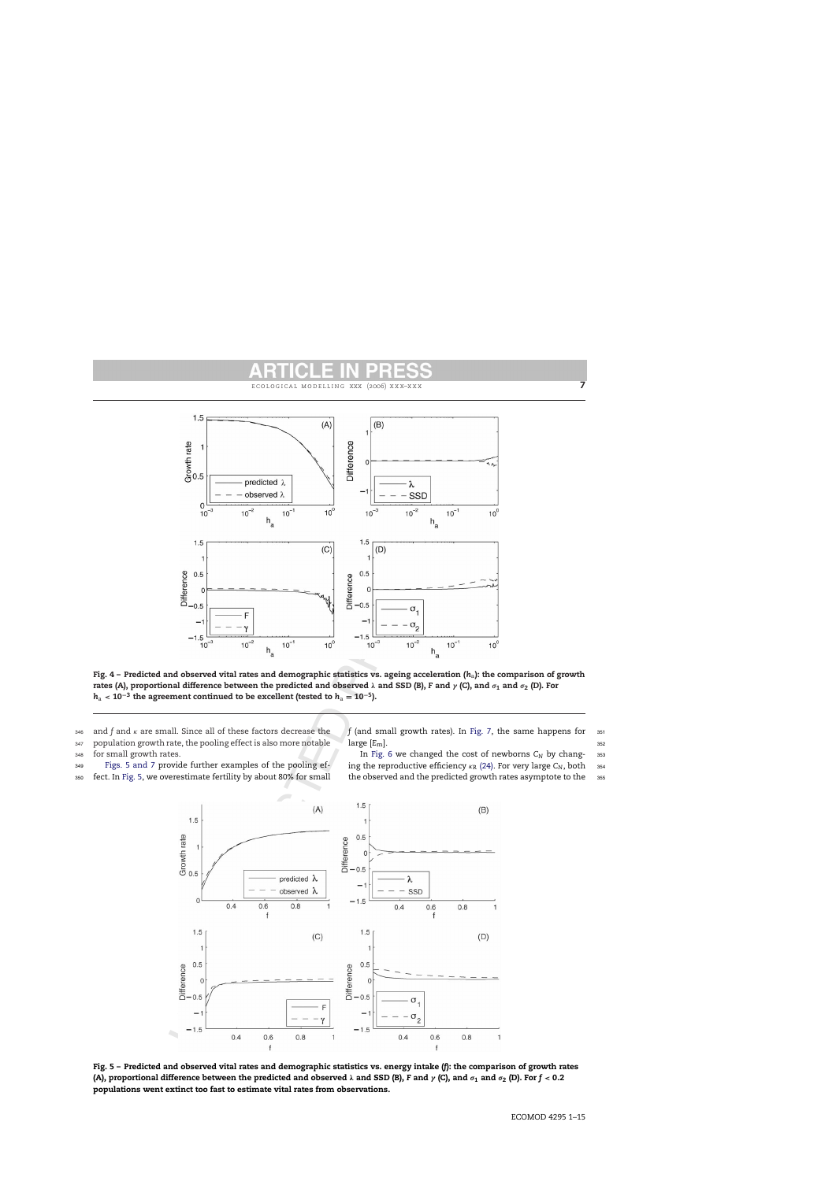Fig. 4 – Predicted and observed vital rates and demographic statistics vs. ageing acceleration ($h_a$): the comparison of growth rates (A), proportional difference between the predicted and observed $\lambda$ and SSD (B), $F$ and $\gamma$ (C), and $\sigma_1$ and $\sigma_2$ (D). For $h_a < 10^{-3}$ the agreement continued to be excellent (tested to $h_a = 10^{-5}$).

and $f$ and $\kappa$ are small. Since all of these factors decrease the population growth rate, the pooling effect is also more notable for small growth rates.

Figs. 5 and 7 provide further examples of the pooling effect. In Fig. 5, we overestimate fertility by about 80% for small $f$ (and small growth rates). In Fig. 7, the same happens for large $[E_m]$.

In Fig. 6 we changed the cost of newborns $C_N$ by changing the reproductive efficiency $\kappa_R$ (24). For very large $C_N$, both the observed and the predicted growth rates asymptote to the

Fig. 5 – Predicted and observed vital rates and demographic statistics vs. energy intake ($f$): the comparison of growth rates (A), proportional difference between the predicted and observed $\lambda$ and SSD (B), $F$ and $\gamma$ (C), and $\sigma_1$ and $\sigma_2$ (D). For $f < 0.2$ populations went extinct too fast to estimate vital rates from observations.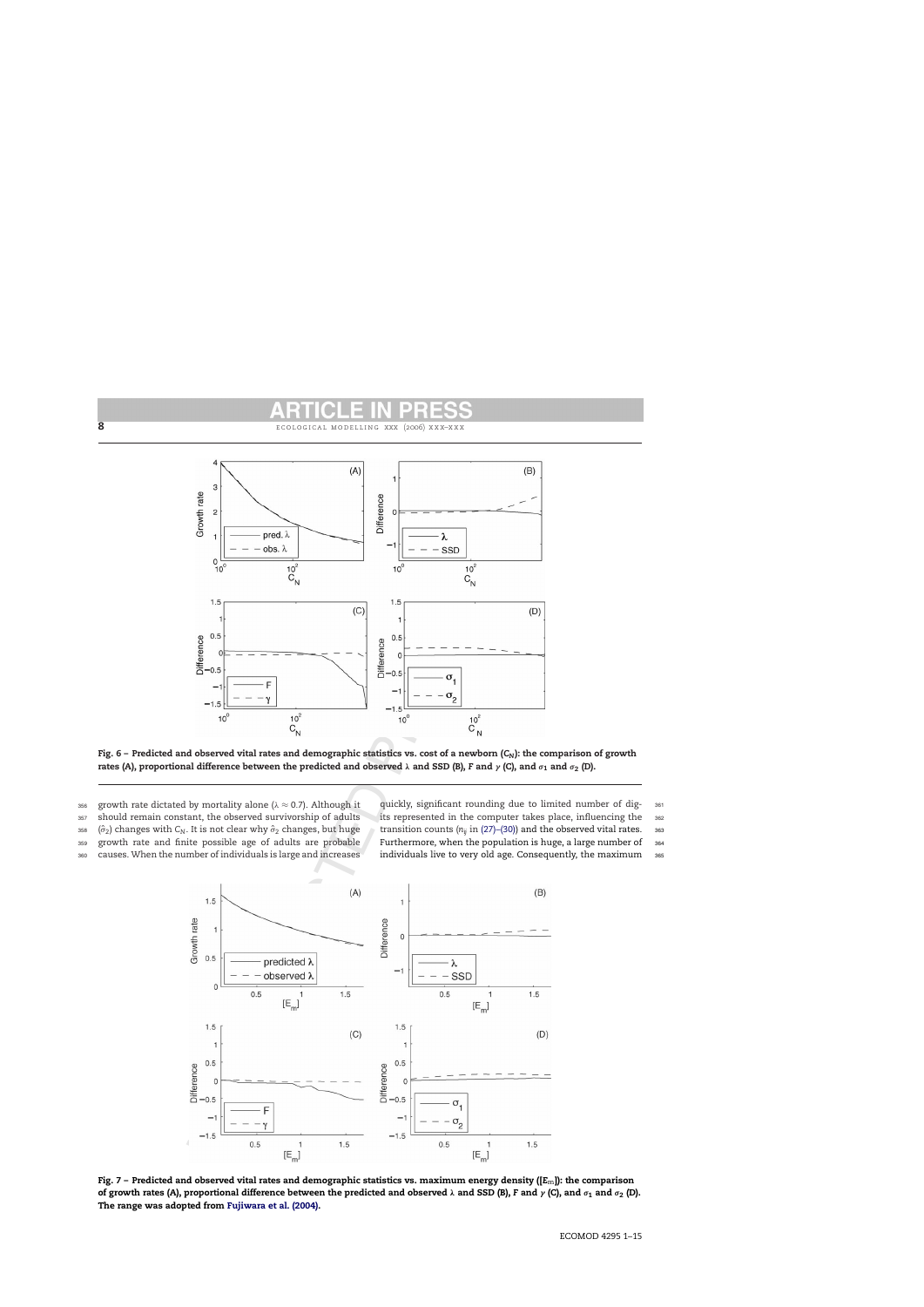Fig. 6 – Predicted and observed vital rates and demographic statistics vs. cost of a newborn ($C_N$): the comparison of growth rates (A), proportional difference between the predicted and observed $\lambda$ and SSD (B), $F$ and $\gamma$ (C), and $\sigma_1$ and $\sigma_2$ (D).

growth rate dictated by mortality alone ($\lambda \approx 0.7$). Although it should remain constant, the observed survivorship of adults ($\hat{\sigma}_2$) changes with $C_N$. It is not clear why $\hat{\sigma}_2$ changes, but huge growth rate and finite possible age of adults are probable causes. When the number of individuals is large and increases quickly, significant rounding due to limited number of digits represented in the computer takes place, influencing the transition counts ($n_{ij}$ in (27)–(30)) and the observed vital rates. Furthermore, when the population is huge, a large number of individuals live to very old age. Consequently, the maximum

Fig. 7 – Predicted and observed vital rates and demographic statistics vs. maximum energy density ($[E_m]$): the comparison of growth rates (A), proportional difference between the predicted and observed $\lambda$ and SSD (B), $F$ and $\gamma$ (C), and $\sigma_1$ and $\sigma_2$ (D). The range was adopted from Fujiwara et al. (2004).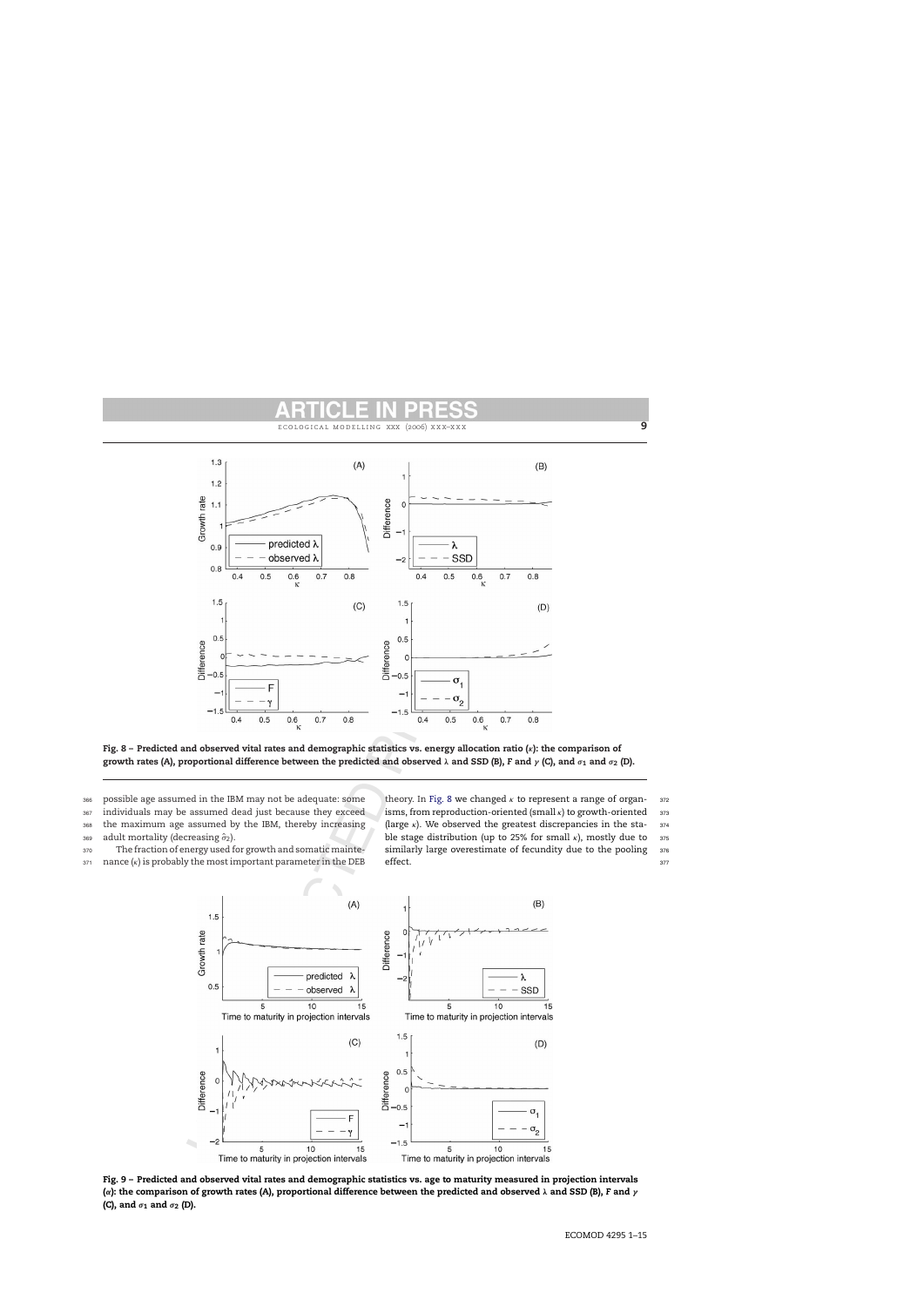Fig. 8 – Predicted and observed vital rates and demographic statistics vs. energy allocation ratio ($\kappa$): the comparison of growth rates (A), proportional difference between the predicted and observed $\lambda$ and SSD (B), $F$ and $\gamma$ (C), and $\sigma_1$ and $\sigma_2$ (D).

possible age assumed in the IBM may not be adequate: some individuals may be assumed dead just because they exceed the maximum age assumed by the IBM, thereby increasing adult mortality (decreasing $\hat{\sigma}_2$).

The fraction of energy used for growth and somatic maintenance ($\kappa$) is probably the most important parameter in the DEB theory. In Fig. 8 we changed $\kappa$ to represent a range of organisms, from reproduction-oriented (small $\kappa$) to growth-oriented (large $\kappa$). We observed the greatest discrepancies in the stable stage distribution (up to 25% for small $\kappa$), mostly due to similarly large overestimate of fecundity due to the pooling effect.

Fig. 9 – Predicted and observed vital rates and demographic statistics vs. age to maturity measured in projection intervals ($\alpha$): the comparison of growth rates (A), proportional difference between the predicted and observed $\lambda$ and SSD (B), $F$ and $\gamma$ (C), and $\sigma_1$ and $\sigma_2$ (D).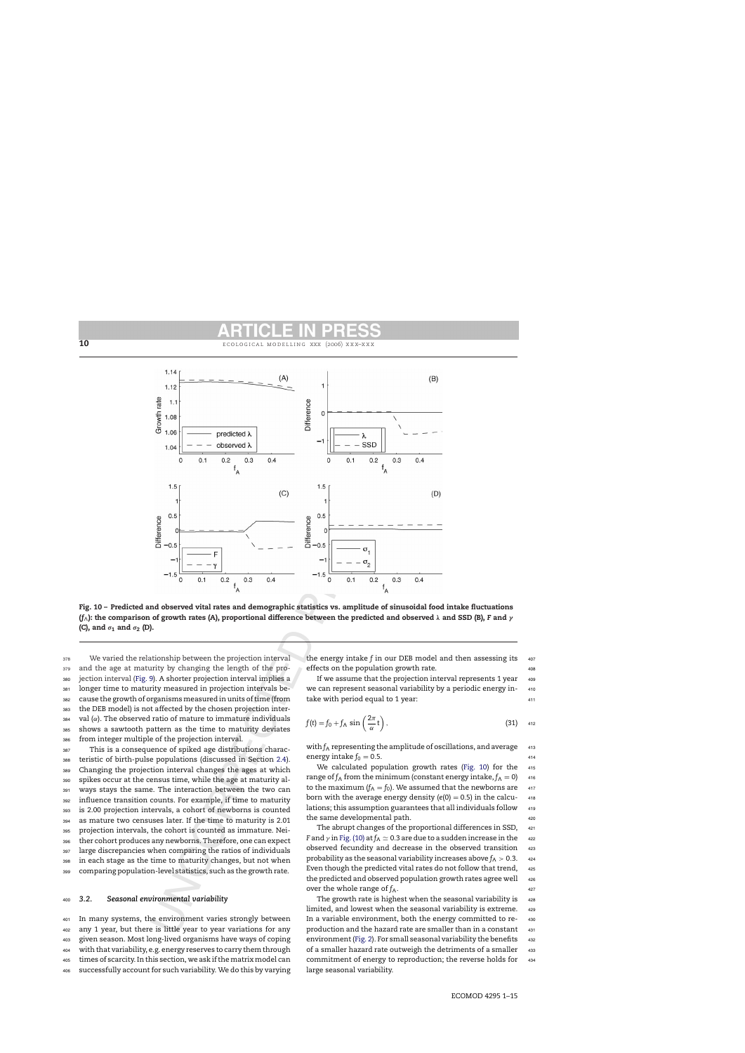**Fig. 10 – Predicted and observed vital rates and demographic statistics vs. amplitude of sinusoidal food intake fluctuations ($f_A$): the comparison of growth rates (A), proportional difference between the predicted and observed $\lambda$ and SSD (B), $F$ and $\gamma$ (C), and $\sigma_1$ and $\sigma_2$ (D).**

We varied the relationship between the projection interval and the age at maturity by changing the length of the projection interval (Fig. 9). A shorter projection interval implies a longer time to maturity measured in projection intervals because the growth of organisms measured in units of time (from the DEB model) is not affected by the chosen projection interval ($\alpha$). The observed ratio of mature to immature individuals shows a sawtooth pattern as the time to maturity deviates from integer multiple of the projection interval.

This is a consequence of spiked age distributions characteristic of birth-pulse populations (discussed in Section 2.4). Changing the projection interval changes the ages at which spikes occur at the census time, while the age at maturity always stays the same. The interaction between the two can influence transition counts. For example, if time to maturity is 2.00 projection intervals, a cohort of newborns is counted as mature two censuses later. If the time to maturity is 2.01 projection intervals, the cohort is counted as immature. Neither cohort produces any newborns. Therefore, one can expect large discrepancies when comparing the ratios of individuals in each stage as the time to maturity changes, but not when comparing population-level statistics, such as the growth rate.

### 3.2. *Seasonal environmental variability*

In many systems, the environment varies strongly between any 1 year, but there is little year to year variations for any given season. Most long-lived organisms have ways of coping with that variability, e.g. energy reserves to carry them through times of scarcity. In this section, we ask if the matrix model can successfully account for such variability. We do this by varying the energy intake $f$ in our DEB model and then assessing its effects on the population growth rate.

If we assume that the projection interval represents 1 year we can represent seasonal variability by a periodic energy intake with period equal to 1 year:

$$f(t) = f_0 + f_A \sin\left(\frac{2\pi}{\alpha}t\right), \tag{31}$$

with $f_A$ representing the amplitude of oscillations, and average energy intake $f_0 = 0.5$.

We calculated population growth rates (Fig. 10) for the range of $f_A$ from the minimum (constant energy intake, $f_A = 0$) to the maximum ($f_A = f_0$). We assumed that the newborns are born with the average energy density ($e(0) = 0.5$) in the calculations; this assumption guarantees that all individuals follow the same developmental path.

The abrupt changes of the proportional differences in SSD, $F$ and $\gamma$ in Fig. (10) at $f_A \simeq 0.3$ are due to a sudden increase in the observed fecundity and decrease in the observed transition probability as the seasonal variability increases above $f_A > 0.3$. Even though the predicted vital rates do not follow that trend, the predicted and observed population growth rates agree well over the whole range of $f_A$.

The growth rate is highest when the seasonal variability is limited, and lowest when the seasonal variability is extreme. In a variable environment, both the energy committed to reproduction and the hazard rate are smaller than in a constant environment (Fig. 2). For small seasonal variability the benefits of a smaller hazard rate outweigh the detriments of a smaller commitment of energy to reproduction; the reverse holds for large seasonal variability.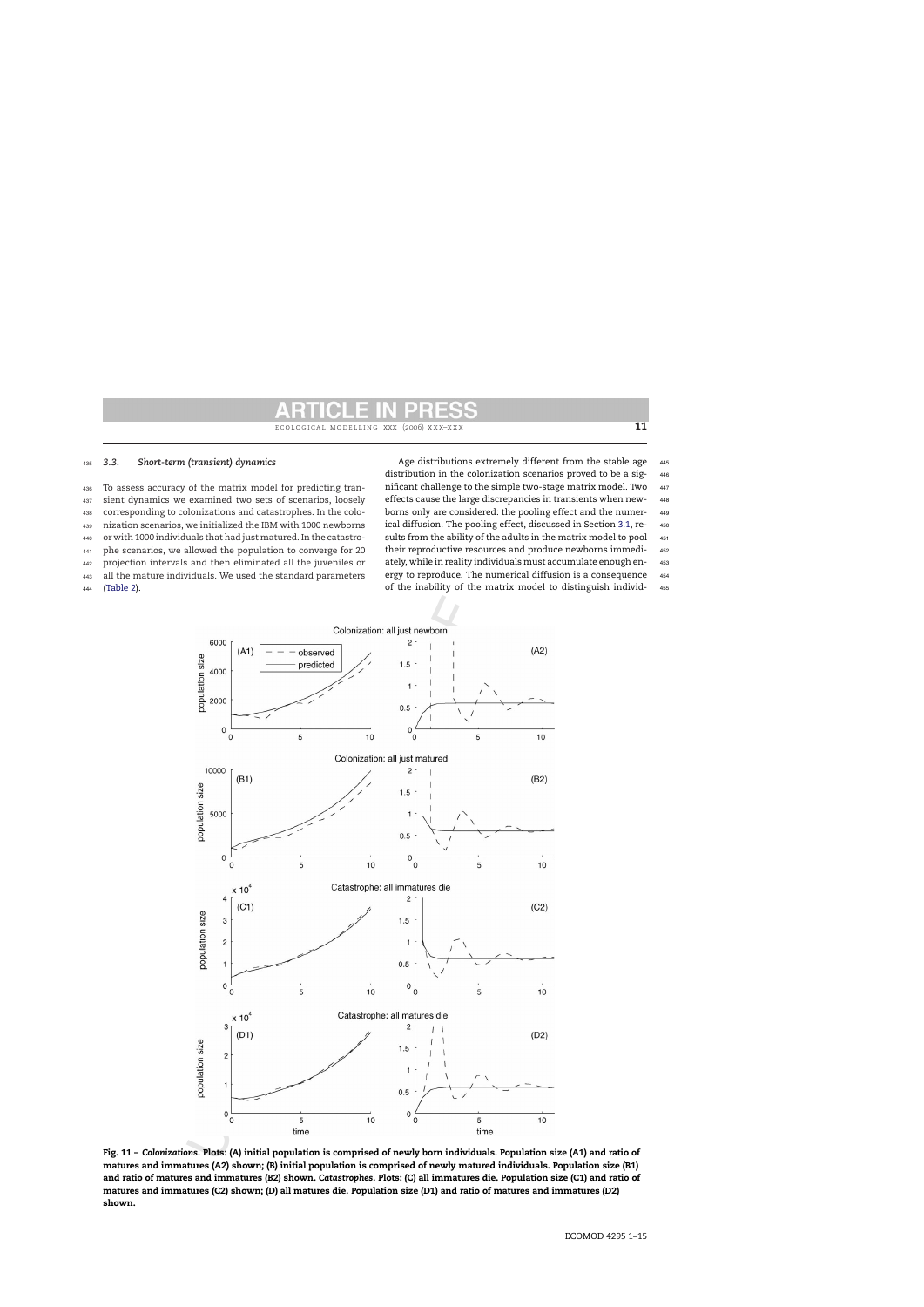### 3.3. Short-term (transient) dynamics

To assess accuracy of the matrix model for predicting transient dynamics we examined two sets of scenarios, loosely corresponding to colonizations and catastrophes. In the colonization scenarios, we initialized the IBM with 1000 newborns or with 1000 individuals that had just matured. In the catastrophe scenarios, we allowed the population to converge for 20 projection intervals and then eliminated all the juveniles or all the mature individuals. We used the standard parameters (Table 2).

Age distributions extremely different from the stable age distribution in the colonization scenarios proved to be a significant challenge to the simple two-stage matrix model. Two effects cause the large discrepancies in transients when newborns only are considered: the pooling effect and the numerical diffusion. The pooling effect, discussed in Section 3.1, results from the ability of the adults in the matrix model to pool their reproductive resources and produce newborns immediately, while in reality individuals must accumulate enough energy to reproduce. The numerical diffusion is a consequence of the inability of the matrix model to distinguish individ-

**Fig. 11 – *Colonizations*. Plots: (A) initial population is comprised of newly born individuals. Population size (A1) and ratio of matures and immatures (A2) shown; (B) initial population is comprised of newly matured individuals. Population size (B1) and ratio of matures and immatures (B2) shown. *Catastrophes*. Plots: (C) all immatures die. Population size (C1) and ratio of matures and immatures (C2) shown; (D) all matures die. Population size (D1) and ratio of matures and immatures (D2) shown.**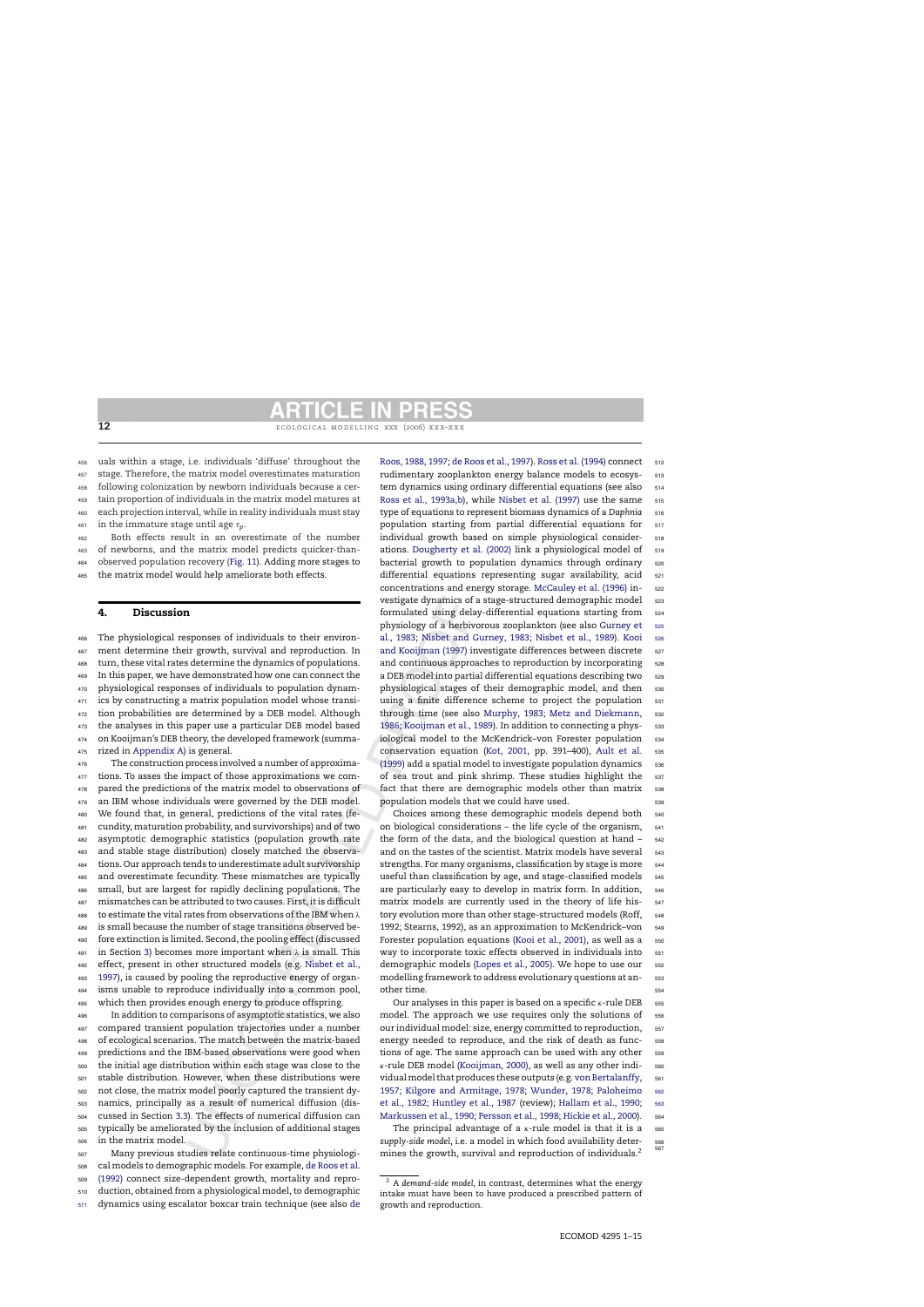uals within a stage, i.e. individuals 'diffuse' throughout the stage. Therefore, the matrix model overestimates maturation following colonization by newborn individuals because a certain proportion of individuals in the matrix model matures at each projection interval, while in reality individuals must stay in the immature stage until age $\tau_p$.

Both effects result in an overestimate of the number of newborns, and the matrix model predicts quicker-than-observed population recovery (Fig. 11). Adding more stages to the matrix model would help ameliorate both effects.

## 4. Discussion

The physiological responses of individuals to their environment determine their growth, survival and reproduction. In turn, these vital rates determine the dynamics of populations. In this paper, we have demonstrated how one can connect the physiological responses of individuals to population dynamics by constructing a matrix population model whose transition probabilities are determined by a DEB model. Although the analyses in this paper use a particular DEB model based on Kooijman's DEB theory, the developed framework (summarized in Appendix A) is general.

The construction process involved a number of approximations. To asses the impact of those approximations we compared the predictions of the matrix model to observations of an IBM whose individuals were governed by the DEB model. We found that, in general, predictions of the vital rates (fecundity, maturation probability, and survivorships) and of two asymptotic demographic statistics (population growth rate and stable stage distribution) closely matched the observations. Our approach tends to underestimate adult survivorship and overestimate fecundity. These mismatches are typically small, but are largest for rapidly declining populations. The mismatches can be attributed to two causes. First, it is difficult to estimate the vital rates from observations of the IBM when $\lambda$ is small because the number of stage transitions observed before extinction is limited. Second, the pooling effect (discussed in Section 3) becomes more important when $\lambda$ is small. This effect, present in other structured models (e.g. Nisbet et al., 1997), is caused by pooling the reproductive energy of organisms unable to reproduce individually into a common pool, which then provides enough energy to produce offspring.

In addition to comparisons of asymptotic statistics, we also compared transient population trajectories under a number of ecological scenarios. The match between the matrix-based predictions and the IBM-based observations were good when the initial age distribution within each stage was close to the stable distribution. However, when these distributions were not close, the matrix model poorly captured the transient dynamics, principally as a result of numerical diffusion (discussed in Section 3.3). The effects of numerical diffusion can be partially ameliorated by the inclusion of additional stages in the matrix model.

Many previous studies relate continuous-time physiological models to demographic models. For example, de Roos et al. (1992) connect size-dependent growth, mortality and reproduction, obtained from a physiological model, to demographic dynamics using escalator boxcar train technique (see also de Roos, 1988, 1997; de Roos et al., 1997). Ross et al. (1994) connect rudimentary zooplankton energy balance models to ecosystem dynamics using ordinary differential equations (see also Ross et al., 1993a,b), while Nisbet et al. (1997) use the same type of equations to represent biomass dynamics of a *Daphnia* population starting from partial differential equations for individual growth based on simple physiological considerations. Dougherty et al. (2002) link a physiological model of bacterial growth to population dynamics through ordinary differential equations representing sugar availability, acid concentrations and energy storage. McCauley et al. (1996) investigate dynamics of a stage-structured demographic model formulated using delay-differential equations starting from physiology of a herbivorous zooplankton (see also Gurney et al., 1983; Nisbet and Gurney, 1983; Nisbet et al., 1989). Kooi and Kooijman (1997) investigate differences between discrete and continuous approaches to reproduction by incorporating a DEB model into partial differential equations describing two physiological stages of their demographic model, and then using a finite difference scheme to project the population through time (see also Murphy, 1983; Metz and Diekmann, 1986; Kooijman et al., 1989). In addition to connecting a physiological model to the McKendrick–von Forester population conservation equation (Kot, 2001, pp. 391–400), Ault et al. (1999) add a spatial model to investigate population dynamics of sea trout and pink shrimp. These studies highlight the fact that there are demographic models other than matrix population models that we could have used.

Choices among these demographic models depend both on biological considerations – the life cycle of the organism, the form of the data, and the biological question at hand – and on the tastes of the scientist. Matrix models have several strengths. For many organisms, classification by stage is more useful than classification by age, and stage-classified models are particularly easy to develop in matrix form. In addition, matrix models are currently used in the theory of life history evolution more than other stage-structured models (Roff, 1992; Stearns, 1992), as an approximation to McKendrick–von Forester population equations (Kooi et al., 2001), as well as a way to incorporate toxic effects observed in individuals into demographic models (Lopes et al., 2005). We hope to use our modelling framework to address evolutionary questions at another time.

Our analyses in this paper is based on a specific $\kappa$-rule DEB model. The approach we use requires only the solutions of our individual model: size, energy committed to reproduction, energy needed to reproduce, and the risk of death as functions of age. The same approach can be used with any other $\kappa$-rule DEB model (Kooijman, 2000), as well as any other individual model that produces these outputs (e.g. von Bertalanffy, 1957; Kilgore and Armitage, 1978; Wunder, 1978; Paloheimo et al., 1982; Huntley et al., 1987 (review); Hallam et al., 1990; Markussen et al., 1990; Persson et al., 1998; Hickie et al., 2000).

The principal advantage of a $\kappa$-rule model is that it is a *supply-side model*, i.e. a model in which food availability determines the growth, survival and reproduction of individuals.[2]

[2] A *demand-side model*, in contrast, determines what the energy intake must have been to have produced a prescribed pattern of growth and reproduction.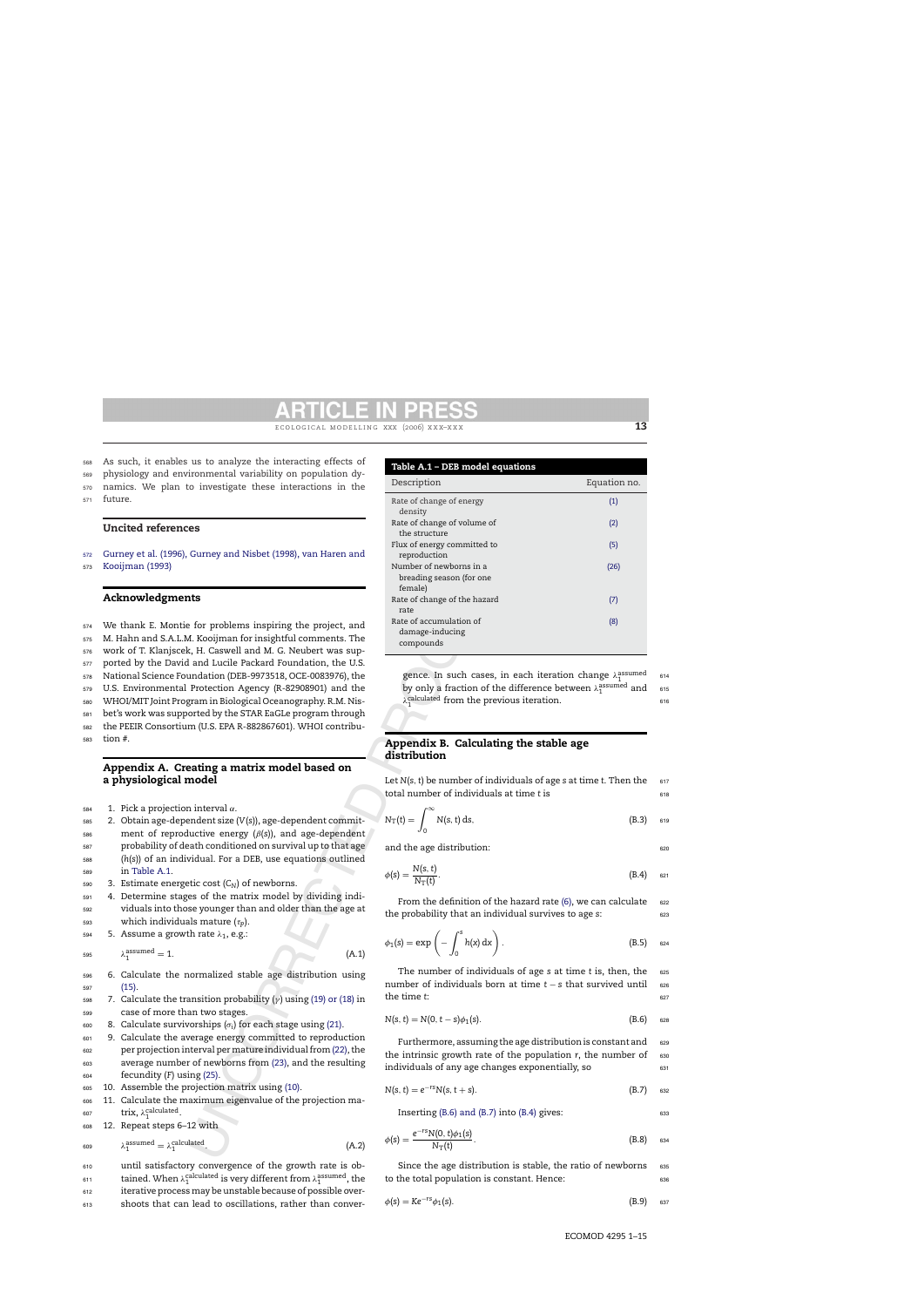As such, it enables us to analyze the interacting effects of physiology and environmental variability on population dynamics. We plan to investigate these interactions in the future.

## Uncited references

Gurney et al. (1996), Gurney and Nisbet (1998), van Haren and Kooijman (1993)

## Acknowledgments

We thank E. Montie for problems inspiring the project, and M. Hahn and S.A.L.M. Kooijman for insightful comments. The work of T. Klanjscek, H. Caswell and M. G. Neubert was supported by the David and Lucile Packard Foundation, the U.S. National Science Foundation (DEB-9973518, OCE-0083976), the U.S. Environmental Protection Agency (R-82908901) and the WHOI/MIT Joint Program in Biological Oceanography. R.M. Nisbet's work was supported by the STAR EaGLe program through the PEEIR Consortium (U.S. EPA R-882867601). WHOI contribution #.

## Appendix A. Creating a matrix model based on a physiological model

1. Pick a projection interval $\alpha$.
2. Obtain age-dependent size ($V(s)$), age-dependent commitment of reproductive energy ($\beta(s)$), and age-dependent probability of death conditioned on survival up to that age ($h(s)$) of an individual. For a DEB, use equations outlined in Table A.1.
3. Estimate energetic cost ($C_N$) of newborns.
4. Determine stages of the matrix model by dividing individuals into those younger than and older than the age at which individuals mature ($\tau_p$).
5. Assume a growth rate $\lambda_1$, e.g.:

$$\lambda_1^{\text{assumed}} = 1. \tag{A.1}$$

6. Calculate the normalized stable age distribution using (15).
7. Calculate the transition probability ($\gamma$) using (19) or (18) in case of more than two stages.
8. Calculate survivorships ($\sigma_i$) for each stage using (21).
9. Calculate the average energy committed to reproduction per projection interval per mature individual from (22), the average number of newborns from (23), and the resulting fecundity ($F$) using (25).
10. Assemble the projection matrix using (10).
11. Calculate the maximum eigenvalue of the projection matrix, $\lambda_1^{\text{calculated}}$.
12. Repeat steps 6–12 with

$$\lambda_1^{\text{assumed}} = \lambda_1^{\text{calculated}} \tag{A.2}$$

until satisfactory convergence of the growth rate is obtained. When $\lambda_1^{\text{calculated}}$ is very different from $\lambda_1^{\text{assumed}}$, the iterative process may be unstable because of possible overshoots that can lead to oscillations, rather than convergence. In such cases, in each iteration change $\lambda_1^{\text{assumed}}$ by only a fraction of the difference between $\lambda_1^{\text{assumed}}$ and $\lambda_1^{\text{calculated}}$ from the previous iteration.

**Table A.1 – DEB model equations**

| Description | Equation no. |
|---|---|
| Rate of change of energy density | (1) |
| Rate of change of volume of the structure | (2) |
| Flux of energy committed to reproduction | (5) |
| Number of newborns in a breading season (for one female) | (26) |
| Rate of change of the hazard rate | (7) |
| Rate of accumulation of damage-inducing compounds | (8) |

## Appendix B. Calculating the stable age distribution

Let $N(s, t)$ be number of individuals of age $s$ at time $t$. Then the total number of individuals at time $t$ is

$$N_T(t) = \int_0^\infty N(s, t)\,ds. \tag{B.3}$$

and the age distribution:

$$\phi(s) = \frac{N(s, t)}{N_T(t)}. \tag{B.4}$$

From the definition of the hazard rate (6), we can calculate the probability that an individual survives to age $s$:

$$\phi_1(s) = \exp\left(-\int_0^s h(x)\,dx\right). \tag{B.5}$$

The number of individuals of age $s$ at time $t$ is, then, the number of individuals born at time $t - s$ that survived until the time $t$:

$$N(s, t) = N(0, t - s)\phi_1(s). \tag{B.6}$$

Furthermore, assuming the age distribution is constant and the intrinsic growth rate of the population $r$, the number of individuals of any age changes exponentially, so

$$N(s, t) = e^{-rs}N(s, t + s). \tag{B.7}$$

Inserting (B.6) and (B.7) into (B.4) gives:

$$\phi(s) = \frac{e^{-rs}N(0, t)\phi_1(s)}{N_T(t)}. \tag{B.8}$$

Since the age distribution is stable, the ratio of newborns to the total population is constant. Hence:

$$\phi(s) = Ke^{-rs}\phi_1(s). \tag{B.9}$$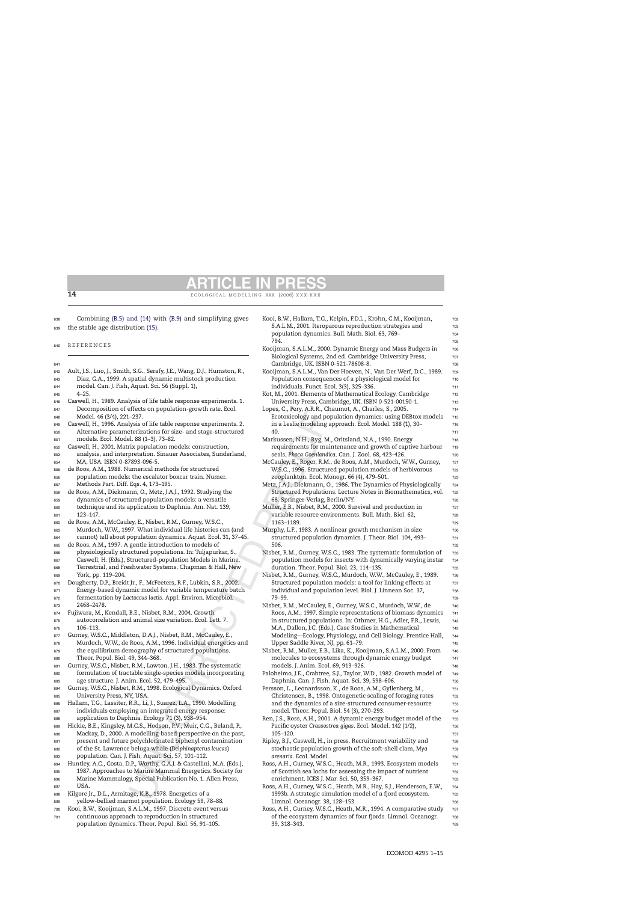Combining (B.5) and (14) with (B.9) and simplifying gives the stable age distribution (15).

## REFERENCES

Ault, J.S., Luo, J., Smith, S.G., Serafy, J.E., Wang, D.J., Humston, R., Diaz, G.A., 1999. A spatial dynamic multistock production model. Can. J. Fish, Aquat. Sci. 56 (Suppl. 1), 4–25.

Caswell, H., 1989. Analysis of life table response experiments. 1. Decomposition of effects on population-growth rate. Ecol. Model. 46 (3/4), 221–237.

Caswell, H., 1996. Analysis of life table response experiments. 2. Alternative parameterizations for size- and stage-structured models. Ecol. Model. 88 (1–3), 73–82.

Caswell, H., 2001. Matrix population models: construction, analysis, and interpretation. Sinauer Associates, Sunderland, MA, USA. ISBN 0-87893-096-5.

de Roos, A.M., 1988. Numerical methods for structured population models: the escalator boxcar train. Numer. Methods Part. Diff. Eqs. 4, 173–195.

de Roos, A.M., Diekmann, O., Metz, J.A.J., 1992. Studying the dynamics of structured population models: a versatile technique and its application to Daphnia. Am. Nat. 139, 123–147.

de Roos, A.M., McCauley, E., Nisbet, R.M., Gurney, W.S.C., Murdoch, W.W., 1997. What individual life histories can (and cannot) tell about population dynamics. Aquat. Ecol. 31, 37–45.

de Roos, A.M., 1997. A gentle introduction to models of physiologically structured populations. In: Tuljapurkar, S., Caswell, H. (Eds.), Structured-population Models in Marine, Terrestrial, and Freshwater Systems. Chapman & Hall, New York, pp. 119–204.

Dougherty, D.P., Breidt Jr., F., McFeeters, R.F., Lubkin, S.R., 2002. Energy-based dynamic model for variable temperature batch fermentation by *Lactococcus lactis*. Appl. Environ. Microbiol. 2468–2478.

Fujiwara, M., Kendall, B.E., Nisbet, R.M., 2004. Growth autocorrelation and animal size variation. Ecol. Lett. 7, 106–113.

Gurney, W.S.C., Middleton, D.A.J., Nisbet, R.M., McCauley, E., Murdoch, W.W., de Roos, A.M., 1996. Individual energetics and the equilibrium demography of structured populations. Theor. Popul. Biol. 49, 344–368.

Gurney, W.S.C., Nisbet, R.M., Lawton, J.H., 1983. The systematic formulation of tractable single-species models incorporating age structure. J. Anim. Ecol. 52, 479–495.

Gurney, W.S.C., Nisbet, R.M., 1998. Ecological Dynamics. Oxford University Press, NY, USA.

Hallam, T.G., Lassiter, R.R., Li, J., Suarez, L.A., 1990. Modelling individuals employing an integrated energy response: application to Daphnia. Ecology 71 (3), 938–954.

Hickie, B.E., Kingsley, M.C.S., Hodson, P.V., Muir, C.G., Beland, P., Mackay, D., 2000. A modelling-based perspective on the past, present and future polychlorinated biphenyl contamination of the St. Lawrence beluga whale (*Delphinapterus leucas*) population. Can. J. Fish. Aquat. Sci. 57, 101–112.

Huntley, A.C., Costa, D.P., Worthy, G.A.J. & Castellini, M.A. (Eds.), 1987. Approaches to Marine Mammal Energetics. Society for Marine Mammalogy, Special Publication No. 1. Allen Press, USA.

Kilgore Jr., D.L., Armitage, K.B., 1978. Energetics of a yellow-bellied marmot population. Ecology 59, 78–88.

Kooi, B.W., Kooijman, S.A.L.M., 1997. Discrete event versus continuous approach to reproduction in structured population dynamics. Theor. Popul. Biol. 56, 91–105.

Kooi, B.W., Hallam, T.G., Kelpin, F.D.L., Krohn, C.M., Kooijman, S.A.L.M., 2001. Iteroparous reproduction strategies and population dynamics. Bull. Math. Biol. 63, 769–794.

Kooijman, S.A.L.M., 2000. Dynamic Energy and Mass Budgets in Biological Systems, 2nd ed. Cambridge University Press, Cambridge, UK. ISBN 0-521-78608-8.

Kooijman, S.A.L.M., Van Der Hoeven, N., Van Der Werf, D.C., 1989. Population consequences of a physiological model for individuals. Funct. Ecol. 3(3), 325–336.

Kot, M., 2001. Elements of Mathematical Ecology. Cambridge University Press, Cambridge, UK. ISBN 0-521-00150-1.

Lopes, C., Pery, A.R.R., Chaumot, A., Charles, S., 2005. Ecotoxicology and population dynamics: using DEBtox models in a Leslie modeling approach. Ecol. Model. 188 (1), 30–40.

Markussen, N.H., Ryg, M., Oritsland, N.A., 1990. Energy requirements for maintenance and growth of captive harbour seals, *Phoca Goenlandica*. Can. J. Zool. 68, 423–426.

McCauley, E., Roger, R.M., de Roos, A.M., Murdoch, W.W., Gurney, W.S.C., 1996. Structured population models of herbivorous zooplankton. Ecol. Monogr. 66 (4), 479–501.

Metz, J.A.J., Diekmann, O., 1986. The Dynamics of Physiologically Structured Populations. Lecture Notes in Biomathematics, vol. 68. Springer-Verlag, Berlin/NY.

Muller, E.B., Nisbet, R.M., 2000. Survival and production in variable resource environments. Bull. Math. Biol. 62, 1163–1189.

Murphy, L.F., 1983. A nonlinear growth mechanism in size structured population dynamics. J. Theor. Biol. 104, 493–506.

Nisbet, R.M., Gurney, W.S.C., 1983. The systematic formulation of population models for insects with dynamically varying instar duration. Theor. Popul. Biol. 23, 114–135.

Nisbet, R.M., Gurney, W.S.C., Murdoch, W.W., McCauley, E., 1989. Structured population models: a tool for linking effects at individual and population level. Biol. J. Linnean Soc. 37, 79–99.

Nisbet, R.M., McCauley, E., Gurney, W.S.C., Murdoch, W.W., de Roos, A.M., 1997. Simple representations of biomass dynamics in structured populations. In: Othmer, H.G., Adler, F.R., Lewis, M.A., Dallon, J.C. (Eds.), Case Studies in Mathematical Modeling—Ecology, Physiology, and Cell Biology. Prentice Hall, Upper Saddle River, NJ, pp. 61–79.

Nisbet, R.M., Muller, E.B., Lika, K., Kooijman, S.A.L.M., 2000. From molecules to ecosystems through dynamic energy budget models. J. Anim. Ecol. 69, 913–926.

Paloheimo, J.E., Crabtree, S.J., Taylor, W.D., 1982. Growth model of Daphnia. Can. J. Fish. Aquat. Sci. 39, 598–606.

Persson, L., Leonardsson, K., de Roos, A.M., Gyllenberg, M., Christensen, B., 1998. Ontogenetic scaling of foraging rates and the dynamics of a size-structured consumer-resource model. Theor. Popul. Biol. 54 (3), 270–293.

Ren, J.S., Ross, A.H., 2001. A dynamic energy budget model of the Pacific oyster *Crassostrea gigas*. Ecol. Model. 142 (1/2), 105–120.

Ripley, B.J., Caswell, H., in press. Recruitment variability and stochastic population growth of the soft-shell clam, *Mya arenaria*. Ecol. Model.

Ross, A.H., Gurney, W.S.C., Heath, M.R., 1993. Ecosystem models of Scottish sea lochs for assessing the impact of nutrient enrichment. ICES J. Mar. Sci. 50, 359–367.

Ross, A.H., Gurney, W.S.C., Heath, M.R., Hay, S.J., Henderson, E.W., 1993b. A strategic simulation model of a fjord ecosystem. Limnol. Oceanogr. 38, 128–153.

Ross, A.H., Gurney, W.S.C., Heath, M.R., 1994. A comparative study of the ecosystem dynamics of four fjords. Limnol. Oceanogr. 39, 318–343.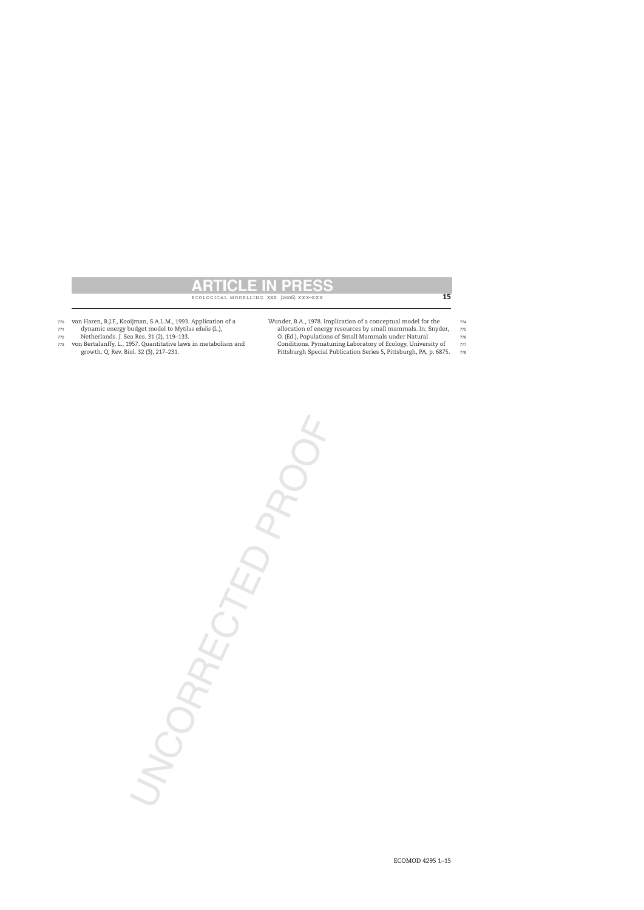van Haren, R.J.F., Kooijman, S.A.L.M., 1993. Application of a dynamic energy budget model to *Mytilus edulis* (L.), Netherlands. J. Sea Res. 31 (2), 119–133.

von Bertalanffy, L., 1957. Quantitative laws in metabolism and growth. Q. Rev. Biol. 32 (3), 217–231.

Wunder, B.A., 1978. Implication of a conceptual model for the allocation of energy resources by small mammals. In: Snyder, O. (Ed.), Populations of Small Mammals under Natural Conditions. Pymatuning Laboratory of Ecology, University of Pittsburgh Special Publication Series 5, Pittsburgh, PA, p. 6875.